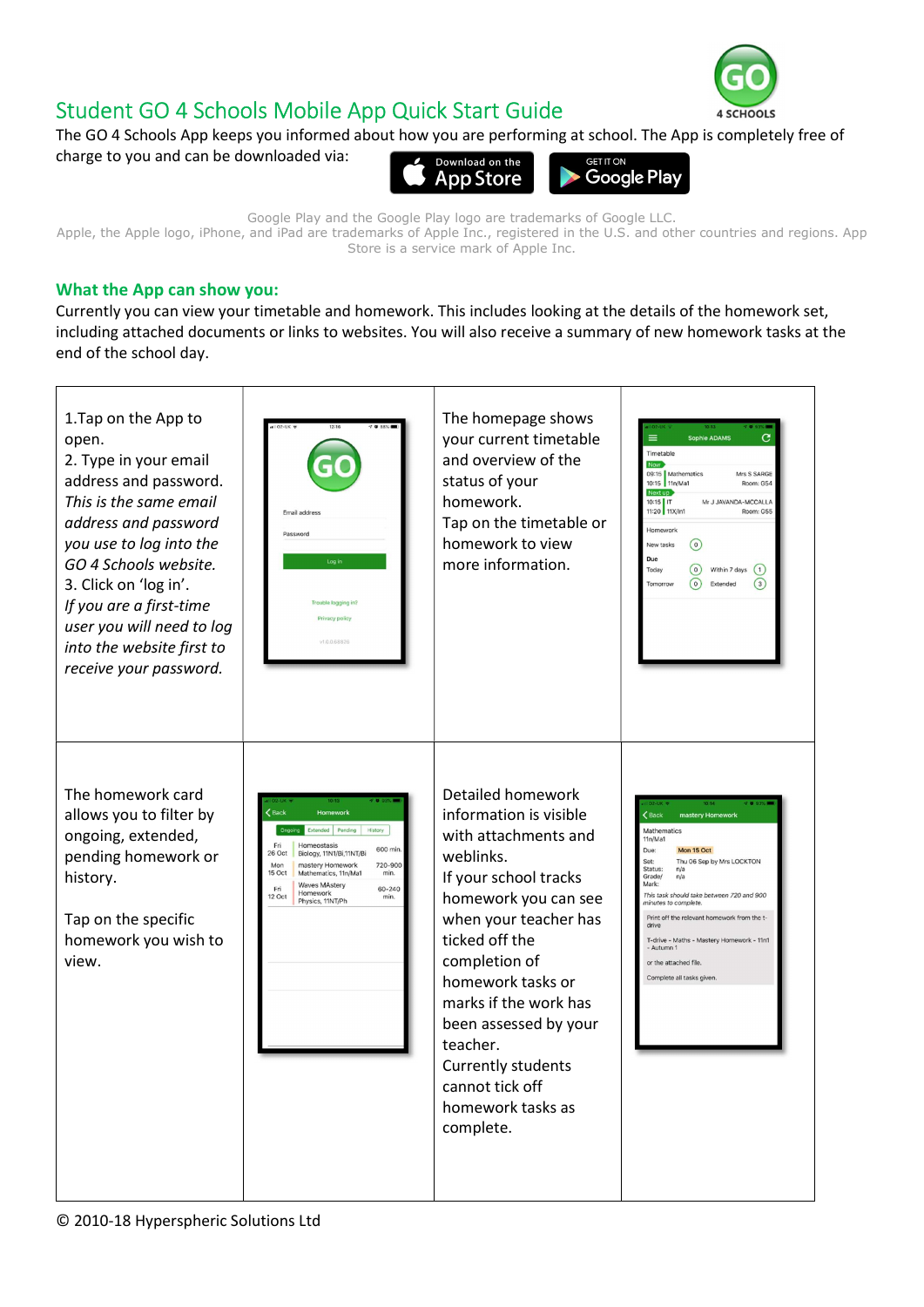# Student GO 4 Schools Mobile App Quick Start Guide

The GO 4 Schools App keeps you informed about how you are performing at school. The App is completely free of charge to you and can be downloaded via:

Google Play and the Google Play logo are trademarks of Google LLC.
Apple, the Apple logo, iPhone, and iPad are trademarks of Apple Inc., registered in the U.S. and other countries and regions. App Store is a service mark of Apple Inc.

## What the App can show you:

Currently you can view your timetable and homework. This includes looking at the details of the homework set, including attached documents or links to websites. You will also receive a summary of new homework tasks at the end of the school day.

1.Tap on the App to open.

2. Type in your email address and password. *This is the same email address and password you use to log into the GO 4 Schools website.*

3. Click on 'log in'.

*If you are a first-time user you will need to log into the website first to receive your password.*

The homepage shows your current timetable and overview of the status of your homework.

Tap on the timetable or homework to view more information.

The homework card allows you to filter by ongoing, extended, pending homework or history.

Tap on the specific homework you wish to view.

Detailed homework information is visible with attachments and weblinks.

If your school tracks homework you can see when your teacher has ticked off the completion of homework tasks or marks if the work has been assessed by your teacher.

Currently students cannot tick off homework tasks as complete.

© 2010-18 Hyperspheric Solutions Ltd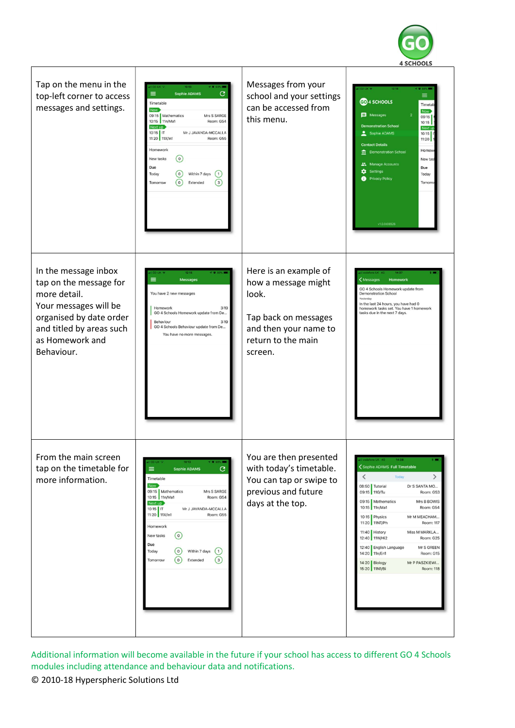| | | | |
|---|---|---|---|
| Tap on the menu in the top-left corner to access messages and settings. | | Messages from your school and your settings can be accessed from this menu. | |
| In the message inbox tap on the message for more detail. Your messages will be organised by date order and titled by areas such as Homework and Behaviour. | | Here is an example of how a message might look.<br><br>Tap back on messages and then your name to return to the main screen. | |
| From the main screen tap on the timetable for more information. | | You are then presented with today's timetable. You can tap or swipe to previous and future days at the top. | |

Additional information will become available in the future if your school has access to different GO 4 Schools modules including attendance and behaviour data and notifications.

© 2010-18 Hyperspheric Solutions Ltd